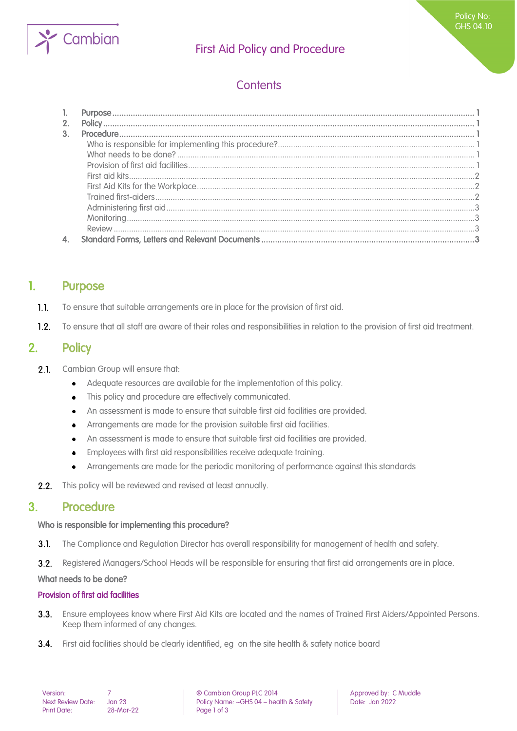# First Aid Policy and Procedure

Policy No: GHS 04.10

## Contents

1. Purpose ..... 1
2. Policy ..... 1
3. Procedure ..... 1
   - Who is responsible for implementing this procedure? ..... 1
   - What needs to be done? ..... 1
   - Provision of first aid facilities ..... 1
   - First aid kits ..... 2
   - First Aid Kits for the Workplace ..... 2
   - Trained first-aiders ..... 2
   - Administering first aid ..... 3
   - Monitoring ..... 3
   - Review ..... 3
4. Standard Forms, Letters and Relevant Documents ..... 3

## 1. Purpose

1.1. To ensure that suitable arrangements are in place for the provision of first aid.

1.2. To ensure that all staff are aware of their roles and responsibilities in relation to the provision of first aid treatment.

## 2. Policy

2.1. Cambian Group will ensure that:

- Adequate resources are available for the implementation of this policy.
- This policy and procedure are effectively communicated.
- An assessment is made to ensure that suitable first aid facilities are provided.
- Arrangements are made for the provision suitable first aid facilities.
- An assessment is made to ensure that suitable first aid facilities are provided.
- Employees with first aid responsibilities receive adequate training.
- Arrangements are made for the periodic monitoring of performance against this standards

2.2. This policy will be reviewed and revised at least annually.

## 3. Procedure

**Who is responsible for implementing this procedure?**

3.1. The Compliance and Regulation Director has overall responsibility for management of health and safety.

3.2. Registered Managers/School Heads will be responsible for ensuring that first aid arrangements are in place.

**What needs to be done?**

### Provision of first aid facilities

3.3. Ensure employees know where First Aid Kits are located and the names of Trained First Aiders/Appointed Persons. Keep them informed of any changes.

3.4. First aid facilities should be clearly identified, eg on the site health & safety notice board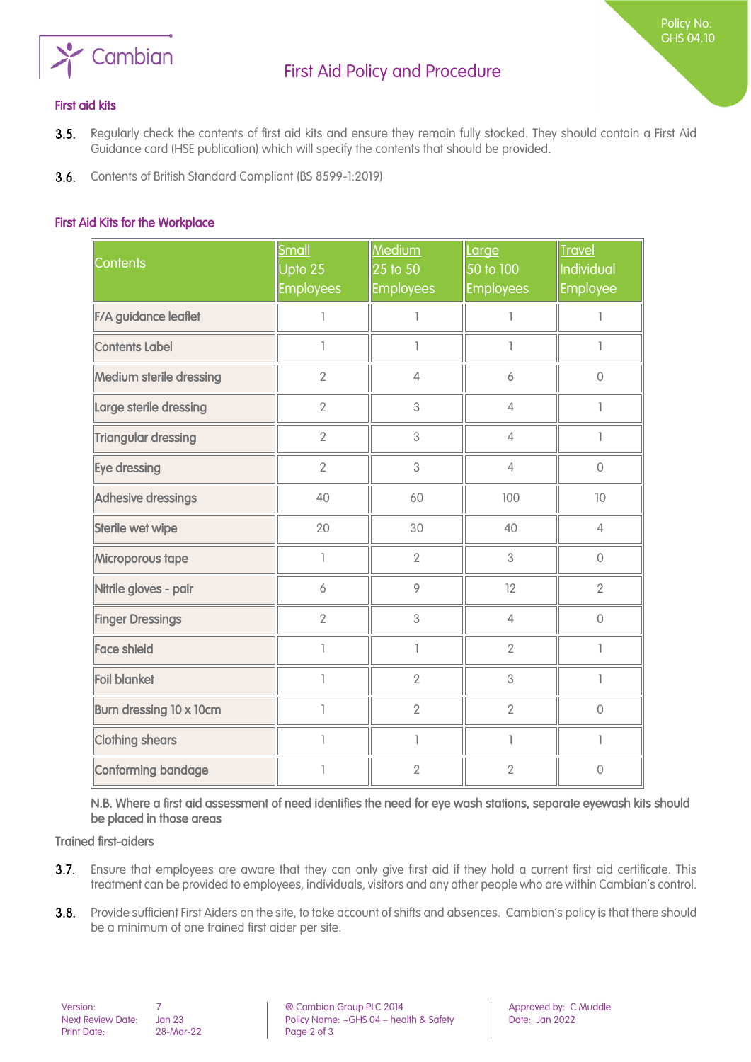### First aid kits

**3.5.** Regularly check the contents of first aid kits and ensure they remain fully stocked. They should contain a First Aid Guidance card (HSE publication) which will specify the contents that should be provided.

**3.6.** Contents of British Standard Compliant (BS 8599-1:2019)

#### First Aid Kits for the Workplace

| Contents | Small Upto 25 Employees | Medium 25 to 50 Employees | Large 50 to 100 Employees | Travel Individual Employee |
|---|---|---|---|---|
| F/A guidance leaflet | 1 | 1 | 1 | 1 |
| Contents Label | 1 | 1 | 1 | 1 |
| Medium sterile dressing | 2 | 4 | 6 | 0 |
| Large sterile dressing | 2 | 3 | 4 | 1 |
| Triangular dressing | 2 | 3 | 4 | 1 |
| Eye dressing | 2 | 3 | 4 | 0 |
| Adhesive dressings | 40 | 60 | 100 | 10 |
| Sterile wet wipe | 20 | 30 | 40 | 4 |
| Microporous tape | 1 | 2 | 3 | 0 |
| Nitrile gloves - pair | 6 | 9 | 12 | 2 |
| Finger Dressings | 2 | 3 | 4 | 0 |
| Face shield | 1 | 1 | 2 | 1 |
| Foil blanket | 1 | 2 | 3 | 1 |
| Burn dressing 10 x 10cm | 1 | 2 | 2 | 0 |
| Clothing shears | 1 | 1 | 1 | 1 |
| Conforming bandage | 1 | 2 | 2 | 0 |

N.B. Where a first aid assessment of need identifies the need for eye wash stations, separate eyewash kits should be placed in those areas

### Trained first-aiders

**3.7.** Ensure that employees are aware that they can only give first aid if they hold a current first aid certificate. This treatment can be provided to employees, individuals, visitors and any other people who are within Cambian's control.

**3.8.** Provide sufficient First Aiders on the site, to take account of shifts and absences. Cambian's policy is that there should be a minimum of one trained first aider per site.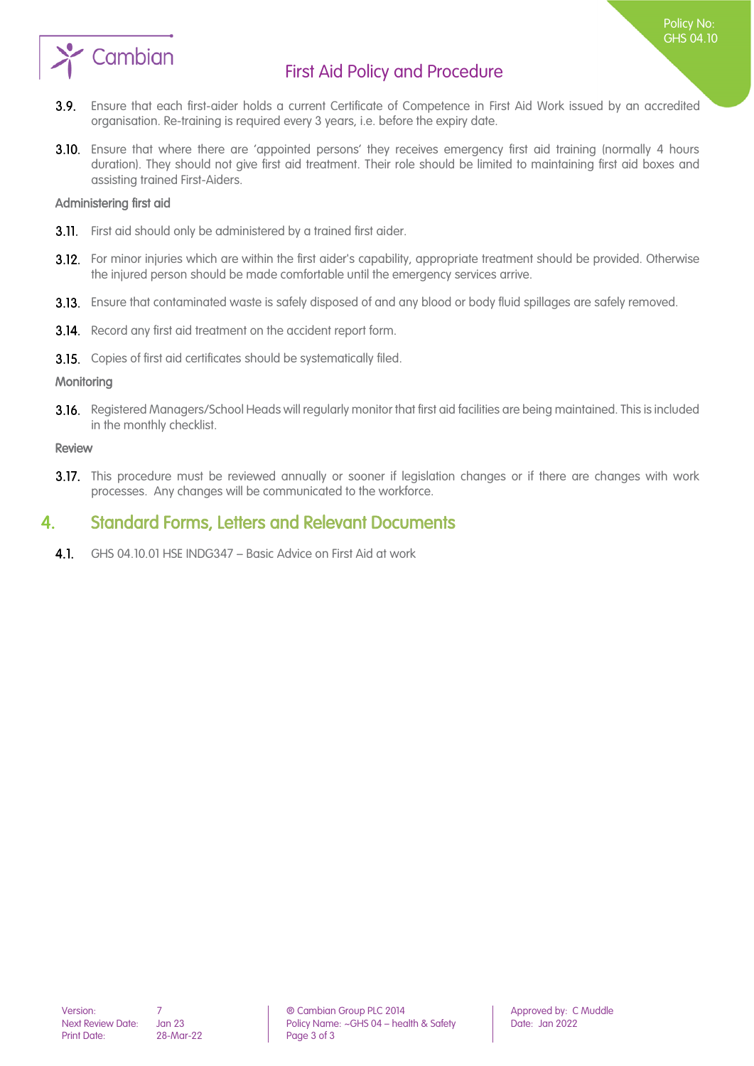3.9. Ensure that each first-aider holds a current Certificate of Competence in First Aid Work issued by an accredited organisation. Re-training is required every 3 years, i.e. before the expiry date.

3.10. Ensure that where there are 'appointed persons' they receives emergency first aid training (normally 4 hours duration). They should not give first aid treatment. Their role should be limited to maintaining first aid boxes and assisting trained First-Aiders.

### Administering first aid

3.11. First aid should only be administered by a trained first aider.

3.12. For minor injuries which are within the first aider's capability, appropriate treatment should be provided. Otherwise the injured person should be made comfortable until the emergency services arrive.

3.13. Ensure that contaminated waste is safely disposed of and any blood or body fluid spillages are safely removed.

3.14. Record any first aid treatment on the accident report form.

3.15. Copies of first aid certificates should be systematically filed.

### Monitoring

3.16. Registered Managers/School Heads will regularly monitor that first aid facilities are being maintained. This is included in the monthly checklist.

### Review

3.17. This procedure must be reviewed annually or sooner if legislation changes or if there are changes with work processes. Any changes will be communicated to the workforce.

## 4. Standard Forms, Letters and Relevant Documents

4.1. GHS 04.10.01 HSE INDG347 – Basic Advice on First Aid at work